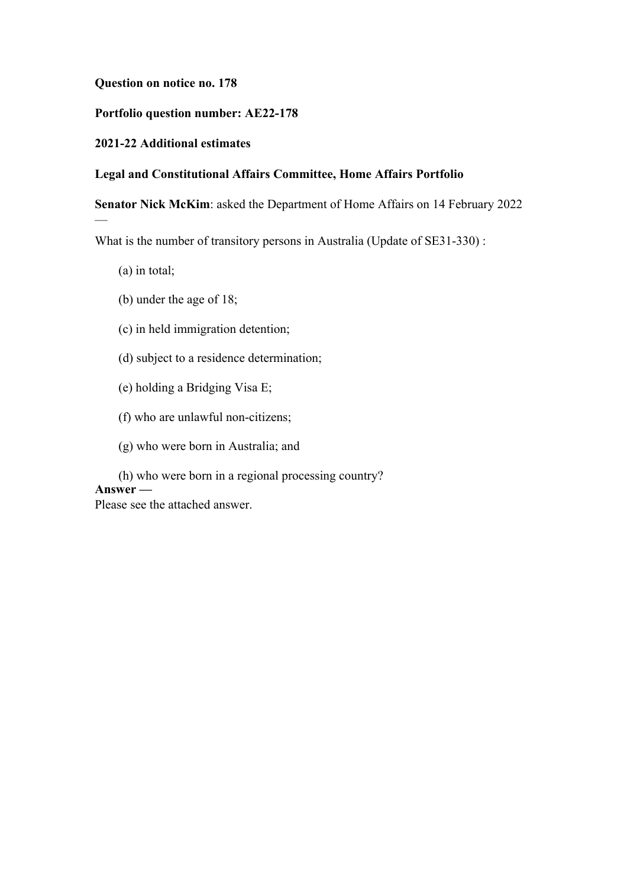**Question on notice no. 178**

**Portfolio question number: AE22-178**

**2021-22 Additional estimates**

**Legal and Constitutional Affairs Committee, Home Affairs Portfolio**

**Senator Nick McKim**: asked the Department of Home Affairs on 14 February 2022 —

What is the number of transitory persons in Australia (Update of SE31-330) :

(a) in total;

(b) under the age of 18;

(c) in held immigration detention;

(d) subject to a residence determination;

(e) holding a Bridging Visa E;

(f) who are unlawful non-citizens;

(g) who were born in Australia; and

(h) who were born in a regional processing country?

**Answer —**

Please see the attached answer.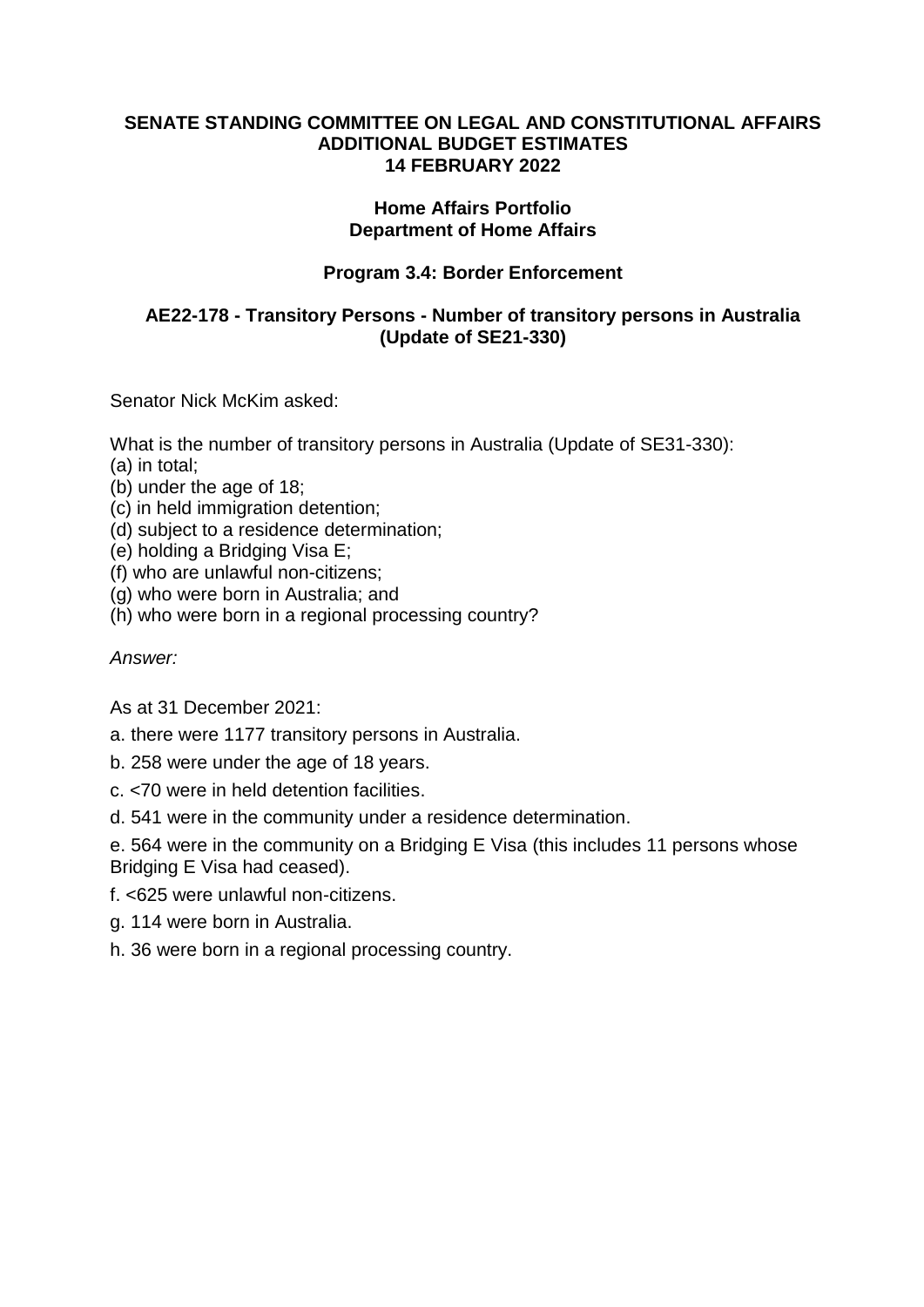**SENATE STANDING COMMITTEE ON LEGAL AND CONSTITUTIONAL AFFAIRS**
**ADDITIONAL BUDGET ESTIMATES**
**14 FEBRUARY 2022**

**Home Affairs Portfolio**
**Department of Home Affairs**

**Program 3.4: Border Enforcement**

**AE22-178 - Transitory Persons - Number of transitory persons in Australia (Update of SE21-330)**

Senator Nick McKim asked:

What is the number of transitory persons in Australia (Update of SE31-330):
(a) in total;
(b) under the age of 18;
(c) in held immigration detention;
(d) subject to a residence determination;
(e) holding a Bridging Visa E;
(f) who are unlawful non-citizens;
(g) who were born in Australia; and
(h) who were born in a regional processing country?

*Answer:*

As at 31 December 2021:

a. there were 1177 transitory persons in Australia.

b. 258 were under the age of 18 years.

c. <70 were in held detention facilities.

d. 541 were in the community under a residence determination.

e. 564 were in the community on a Bridging E Visa (this includes 11 persons whose Bridging E Visa had ceased).

f. <625 were unlawful non-citizens.

g. 114 were born in Australia.

h. 36 were born in a regional processing country.